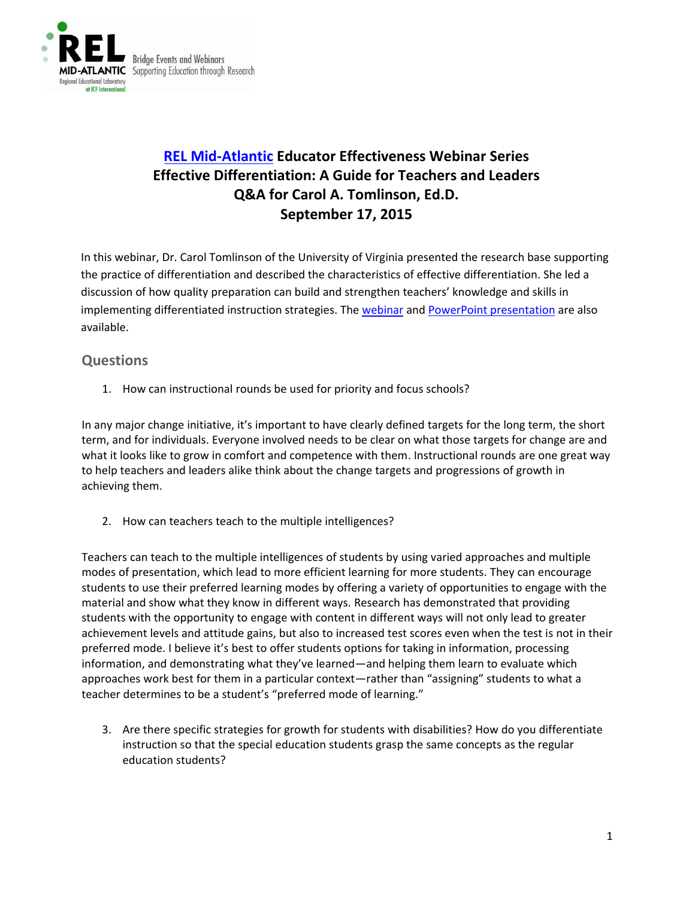# REL Mid-Atlantic Educator Effectiveness Webinar Series
# Effective Differentiation: A Guide for Teachers and Leaders
# Q&A for Carol A. Tomlinson, Ed.D.
# September 17, 2015

In this webinar, Dr. Carol Tomlinson of the University of Virginia presented the research base supporting the practice of differentiation and described the characteristics of effective differentiation. She led a discussion of how quality preparation can build and strengthen teachers' knowledge and skills in implementing differentiated instruction strategies. The webinar and PowerPoint presentation are also available.

## Questions

1. How can instructional rounds be used for priority and focus schools?

In any major change initiative, it's important to have clearly defined targets for the long term, the short term, and for individuals. Everyone involved needs to be clear on what those targets for change are and what it looks like to grow in comfort and competence with them. Instructional rounds are one great way to help teachers and leaders alike think about the change targets and progressions of growth in achieving them.

2. How can teachers teach to the multiple intelligences?

Teachers can teach to the multiple intelligences of students by using varied approaches and multiple modes of presentation, which lead to more efficient learning for more students. They can encourage students to use their preferred learning modes by offering a variety of opportunities to engage with the material and show what they know in different ways. Research has demonstrated that providing students with the opportunity to engage with content in different ways will not only lead to greater achievement levels and attitude gains, but also to increased test scores even when the test is not in their preferred mode. I believe it's best to offer students options for taking in information, processing information, and demonstrating what they've learned—and helping them learn to evaluate which approaches work best for them in a particular context—rather than "assigning" students to what a teacher determines to be a student's "preferred mode of learning."

3. Are there specific strategies for growth for students with disabilities? How do you differentiate instruction so that the special education students grasp the same concepts as the regular education students?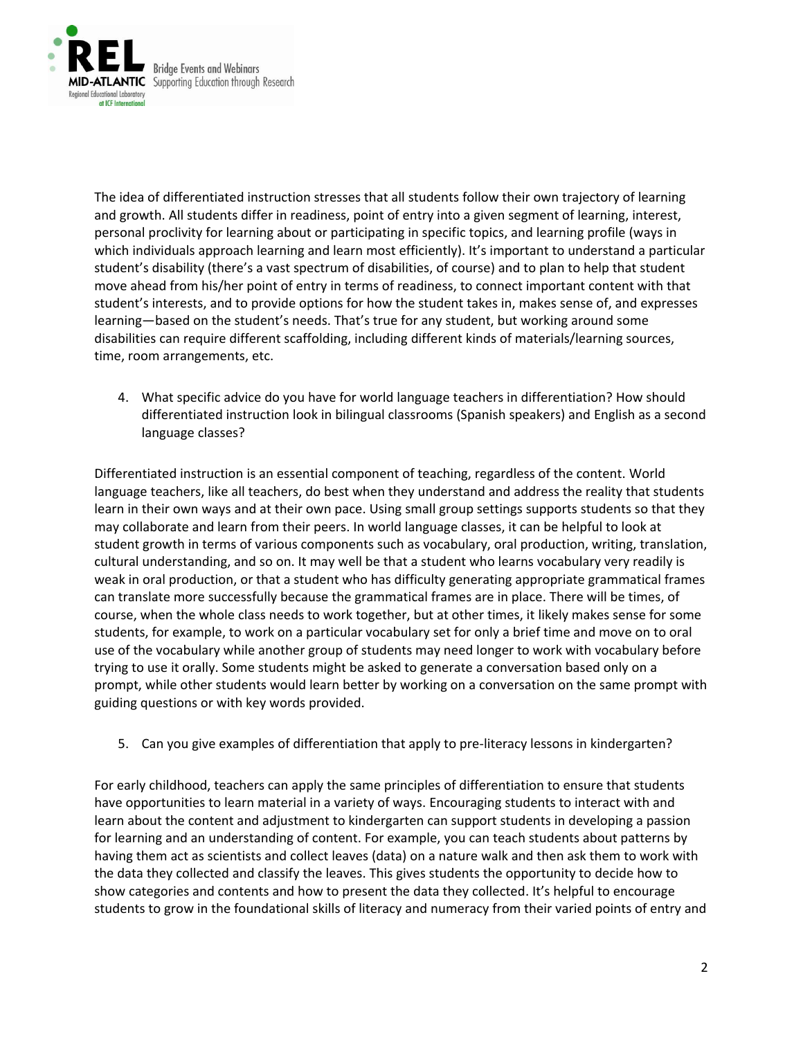The idea of differentiated instruction stresses that all students follow their own trajectory of learning and growth. All students differ in readiness, point of entry into a given segment of learning, interest, personal proclivity for learning about or participating in specific topics, and learning profile (ways in which individuals approach learning and learn most efficiently). It's important to understand a particular student's disability (there's a vast spectrum of disabilities, of course) and to plan to help that student move ahead from his/her point of entry in terms of readiness, to connect important content with that student's interests, and to provide options for how the student takes in, makes sense of, and expresses learning—based on the student's needs. That's true for any student, but working around some disabilities can require different scaffolding, including different kinds of materials/learning sources, time, room arrangements, etc.

4. What specific advice do you have for world language teachers in differentiation? How should differentiated instruction look in bilingual classrooms (Spanish speakers) and English as a second language classes?

Differentiated instruction is an essential component of teaching, regardless of the content. World language teachers, like all teachers, do best when they understand and address the reality that students learn in their own ways and at their own pace. Using small group settings supports students so that they may collaborate and learn from their peers. In world language classes, it can be helpful to look at student growth in terms of various components such as vocabulary, oral production, writing, translation, cultural understanding, and so on. It may well be that a student who learns vocabulary very readily is weak in oral production, or that a student who has difficulty generating appropriate grammatical frames can translate more successfully because the grammatical frames are in place. There will be times, of course, when the whole class needs to work together, but at other times, it likely makes sense for some students, for example, to work on a particular vocabulary set for only a brief time and move on to oral use of the vocabulary while another group of students may need longer to work with vocabulary before trying to use it orally. Some students might be asked to generate a conversation based only on a prompt, while other students would learn better by working on a conversation on the same prompt with guiding questions or with key words provided.

5. Can you give examples of differentiation that apply to pre-literacy lessons in kindergarten?

For early childhood, teachers can apply the same principles of differentiation to ensure that students have opportunities to learn material in a variety of ways. Encouraging students to interact with and learn about the content and adjustment to kindergarten can support students in developing a passion for learning and an understanding of content. For example, you can teach students about patterns by having them act as scientists and collect leaves (data) on a nature walk and then ask them to work with the data they collected and classify the leaves. This gives students the opportunity to decide how to show categories and contents and how to present the data they collected. It's helpful to encourage students to grow in the foundational skills of literacy and numeracy from their varied points of entry and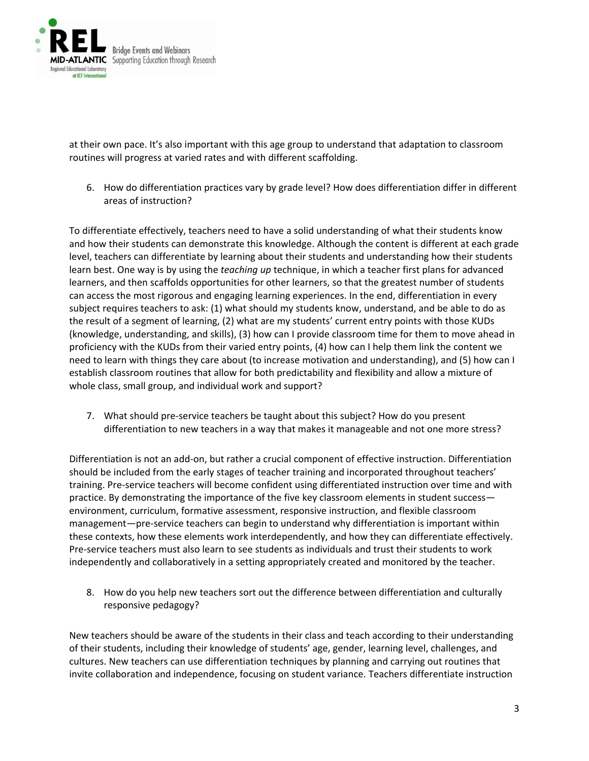at their own pace. It's also important with this age group to understand that adaptation to classroom routines will progress at varied rates and with different scaffolding.

6. How do differentiation practices vary by grade level? How does differentiation differ in different areas of instruction?

To differentiate effectively, teachers need to have a solid understanding of what their students know and how their students can demonstrate this knowledge. Although the content is different at each grade level, teachers can differentiate by learning about their students and understanding how their students learn best. One way is by using the *teaching up* technique, in which a teacher first plans for advanced learners, and then scaffolds opportunities for other learners, so that the greatest number of students can access the most rigorous and engaging learning experiences. In the end, differentiation in every subject requires teachers to ask: (1) what should my students know, understand, and be able to do as the result of a segment of learning, (2) what are my students' current entry points with those KUDs (knowledge, understanding, and skills), (3) how can I provide classroom time for them to move ahead in proficiency with the KUDs from their varied entry points, (4) how can I help them link the content we need to learn with things they care about (to increase motivation and understanding), and (5) how can I establish classroom routines that allow for both predictability and flexibility and allow a mixture of whole class, small group, and individual work and support?

7. What should pre-service teachers be taught about this subject? How do you present differentiation to new teachers in a way that makes it manageable and not one more stress?

Differentiation is not an add-on, but rather a crucial component of effective instruction. Differentiation should be included from the early stages of teacher training and incorporated throughout teachers' training. Pre-service teachers will become confident using differentiated instruction over time and with practice. By demonstrating the importance of the five key classroom elements in student success—environment, curriculum, formative assessment, responsive instruction, and flexible classroom management—pre-service teachers can begin to understand why differentiation is important within these contexts, how these elements work interdependently, and how they can differentiate effectively. Pre-service teachers must also learn to see students as individuals and trust their students to work independently and collaboratively in a setting appropriately created and monitored by the teacher.

8. How do you help new teachers sort out the difference between differentiation and culturally responsive pedagogy?

New teachers should be aware of the students in their class and teach according to their understanding of their students, including their knowledge of students' age, gender, learning level, challenges, and cultures. New teachers can use differentiation techniques by planning and carrying out routines that invite collaboration and independence, focusing on student variance. Teachers differentiate instruction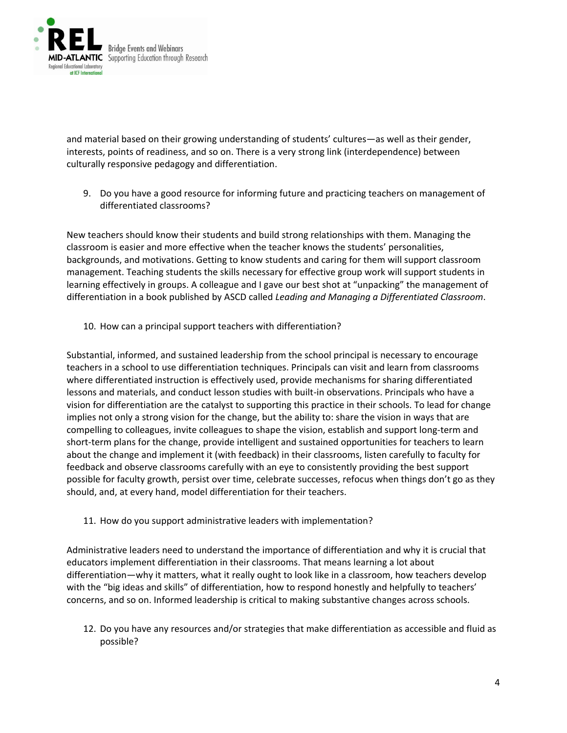and material based on their growing understanding of students' cultures—as well as their gender, interests, points of readiness, and so on. There is a very strong link (interdependence) between culturally responsive pedagogy and differentiation.

9. Do you have a good resource for informing future and practicing teachers on management of differentiated classrooms?

New teachers should know their students and build strong relationships with them. Managing the classroom is easier and more effective when the teacher knows the students' personalities, backgrounds, and motivations. Getting to know students and caring for them will support classroom management. Teaching students the skills necessary for effective group work will support students in learning effectively in groups. A colleague and I gave our best shot at "unpacking" the management of differentiation in a book published by ASCD called *Leading and Managing a Differentiated Classroom*.

10. How can a principal support teachers with differentiation?

Substantial, informed, and sustained leadership from the school principal is necessary to encourage teachers in a school to use differentiation techniques. Principals can visit and learn from classrooms where differentiated instruction is effectively used, provide mechanisms for sharing differentiated lessons and materials, and conduct lesson studies with built-in observations. Principals who have a vision for differentiation are the catalyst to supporting this practice in their schools. To lead for change implies not only a strong vision for the change, but the ability to: share the vision in ways that are compelling to colleagues, invite colleagues to shape the vision, establish and support long-term and short-term plans for the change, provide intelligent and sustained opportunities for teachers to learn about the change and implement it (with feedback) in their classrooms, listen carefully to faculty for feedback and observe classrooms carefully with an eye to consistently providing the best support possible for faculty growth, persist over time, celebrate successes, refocus when things don't go as they should, and, at every hand, model differentiation for their teachers.

11. How do you support administrative leaders with implementation?

Administrative leaders need to understand the importance of differentiation and why it is crucial that educators implement differentiation in their classrooms. That means learning a lot about differentiation—why it matters, what it really ought to look like in a classroom, how teachers develop with the "big ideas and skills" of differentiation, how to respond honestly and helpfully to teachers' concerns, and so on. Informed leadership is critical to making substantive changes across schools.

12. Do you have any resources and/or strategies that make differentiation as accessible and fluid as possible?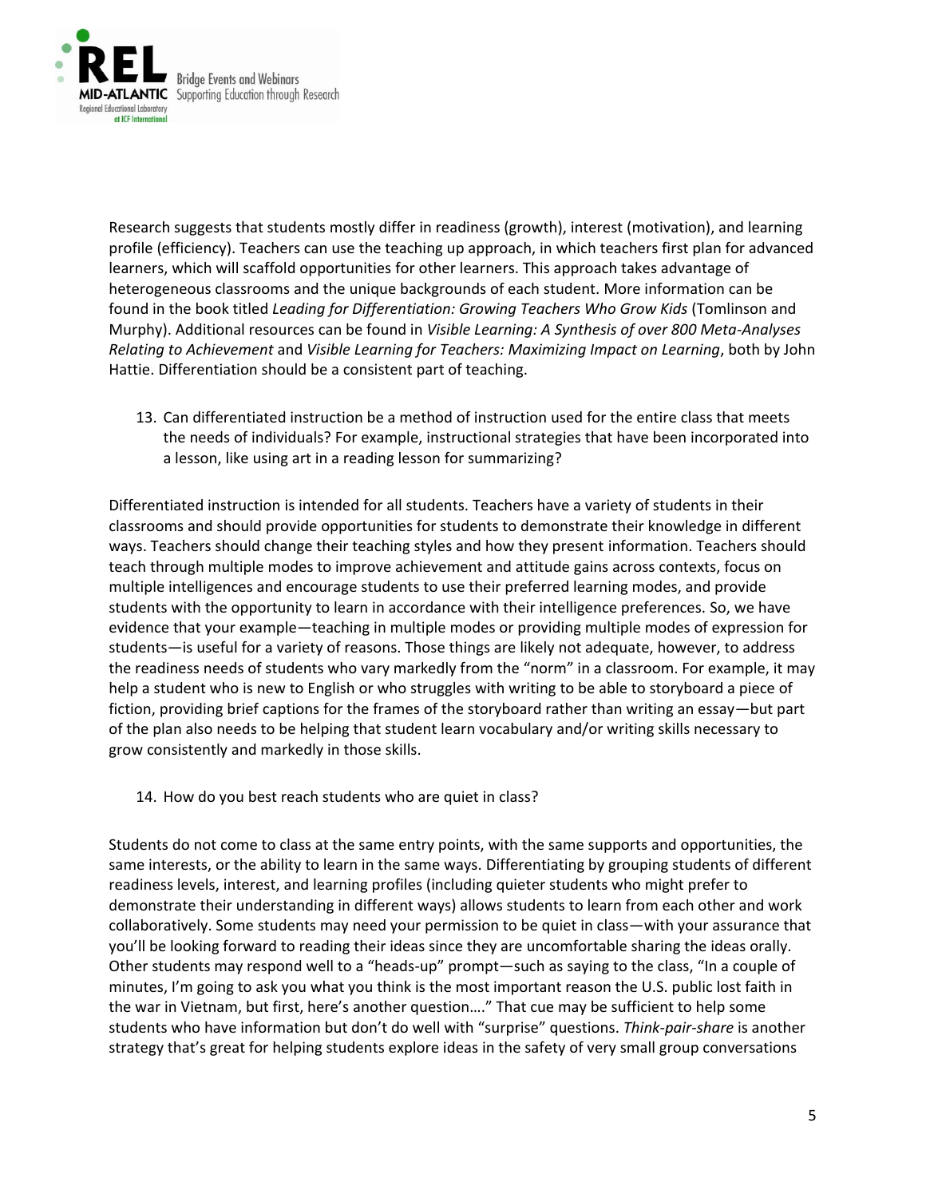Research suggests that students mostly differ in readiness (growth), interest (motivation), and learning profile (efficiency). Teachers can use the teaching up approach, in which teachers first plan for advanced learners, which will scaffold opportunities for other learners. This approach takes advantage of heterogeneous classrooms and the unique backgrounds of each student. More information can be found in the book titled *Leading for Differentiation: Growing Teachers Who Grow Kids* (Tomlinson and Murphy). Additional resources can be found in *Visible Learning: A Synthesis of over 800 Meta-Analyses Relating to Achievement* and *Visible Learning for Teachers: Maximizing Impact on Learning*, both by John Hattie. Differentiation should be a consistent part of teaching.

13. Can differentiated instruction be a method of instruction used for the entire class that meets the needs of individuals? For example, instructional strategies that have been incorporated into a lesson, like using art in a reading lesson for summarizing?

Differentiated instruction is intended for all students. Teachers have a variety of students in their classrooms and should provide opportunities for students to demonstrate their knowledge in different ways. Teachers should change their teaching styles and how they present information. Teachers should teach through multiple modes to improve achievement and attitude gains across contexts, focus on multiple intelligences and encourage students to use their preferred learning modes, and provide students with the opportunity to learn in accordance with their intelligence preferences. So, we have evidence that your example—teaching in multiple modes or providing multiple modes of expression for students—is useful for a variety of reasons. Those things are likely not adequate, however, to address the readiness needs of students who vary markedly from the "norm" in a classroom. For example, it may help a student who is new to English or who struggles with writing to be able to storyboard a piece of fiction, providing brief captions for the frames of the storyboard rather than writing an essay—but part of the plan also needs to be helping that student learn vocabulary and/or writing skills necessary to grow consistently and markedly in those skills.

14. How do you best reach students who are quiet in class?

Students do not come to class at the same entry points, with the same supports and opportunities, the same interests, or the ability to learn in the same ways. Differentiating by grouping students of different readiness levels, interest, and learning profiles (including quieter students who might prefer to demonstrate their understanding in different ways) allows students to learn from each other and work collaboratively. Some students may need your permission to be quiet in class—with your assurance that you'll be looking forward to reading their ideas since they are uncomfortable sharing the ideas orally. Other students may respond well to a "heads-up" prompt—such as saying to the class, "In a couple of minutes, I'm going to ask you what you think is the most important reason the U.S. public lost faith in the war in Vietnam, but first, here's another question…." That cue may be sufficient to help some students who have information but don't do well with "surprise" questions. *Think-pair-share* is another strategy that's great for helping students explore ideas in the safety of very small group conversations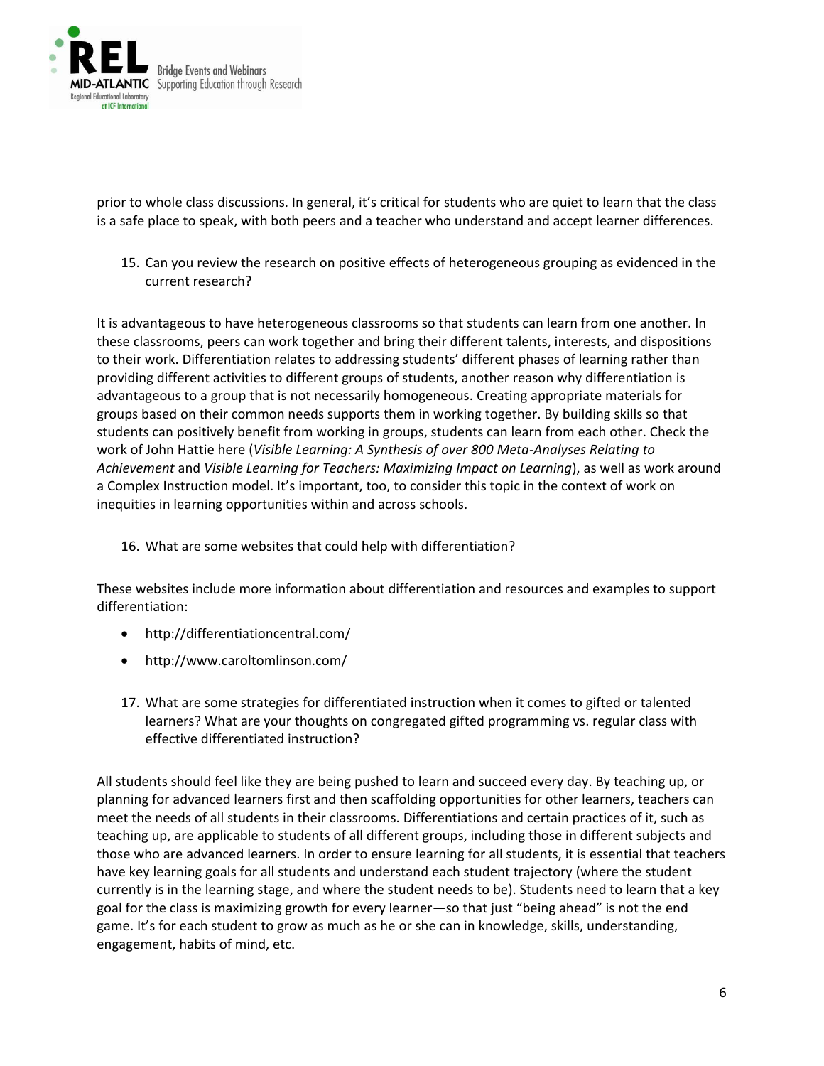prior to whole class discussions. In general, it's critical for students who are quiet to learn that the class is a safe place to speak, with both peers and a teacher who understand and accept learner differences.

15. Can you review the research on positive effects of heterogeneous grouping as evidenced in the current research?

It is advantageous to have heterogeneous classrooms so that students can learn from one another. In these classrooms, peers can work together and bring their different talents, interests, and dispositions to their work. Differentiation relates to addressing students' different phases of learning rather than providing different activities to different groups of students, another reason why differentiation is advantageous to a group that is not necessarily homogeneous. Creating appropriate materials for groups based on their common needs supports them in working together. By building skills so that students can positively benefit from working in groups, students can learn from each other. Check the work of John Hattie here (*Visible Learning: A Synthesis of over 800 Meta-Analyses Relating to Achievement* and *Visible Learning for Teachers: Maximizing Impact on Learning*), as well as work around a Complex Instruction model. It's important, too, to consider this topic in the context of work on inequities in learning opportunities within and across schools.

16. What are some websites that could help with differentiation?

These websites include more information about differentiation and resources and examples to support differentiation:

- http://differentiationcentral.com/
- http://www.caroltomlinson.com/

17. What are some strategies for differentiated instruction when it comes to gifted or talented learners? What are your thoughts on congregated gifted programming vs. regular class with effective differentiated instruction?

All students should feel like they are being pushed to learn and succeed every day. By teaching up, or planning for advanced learners first and then scaffolding opportunities for other learners, teachers can meet the needs of all students in their classrooms. Differentiations and certain practices of it, such as teaching up, are applicable to students of all different groups, including those in different subjects and those who are advanced learners. In order to ensure learning for all students, it is essential that teachers have key learning goals for all students and understand each student trajectory (where the student currently is in the learning stage, and where the student needs to be). Students need to learn that a key goal for the class is maximizing growth for every learner—so that just "being ahead" is not the end game. It's for each student to grow as much as he or she can in knowledge, skills, understanding, engagement, habits of mind, etc.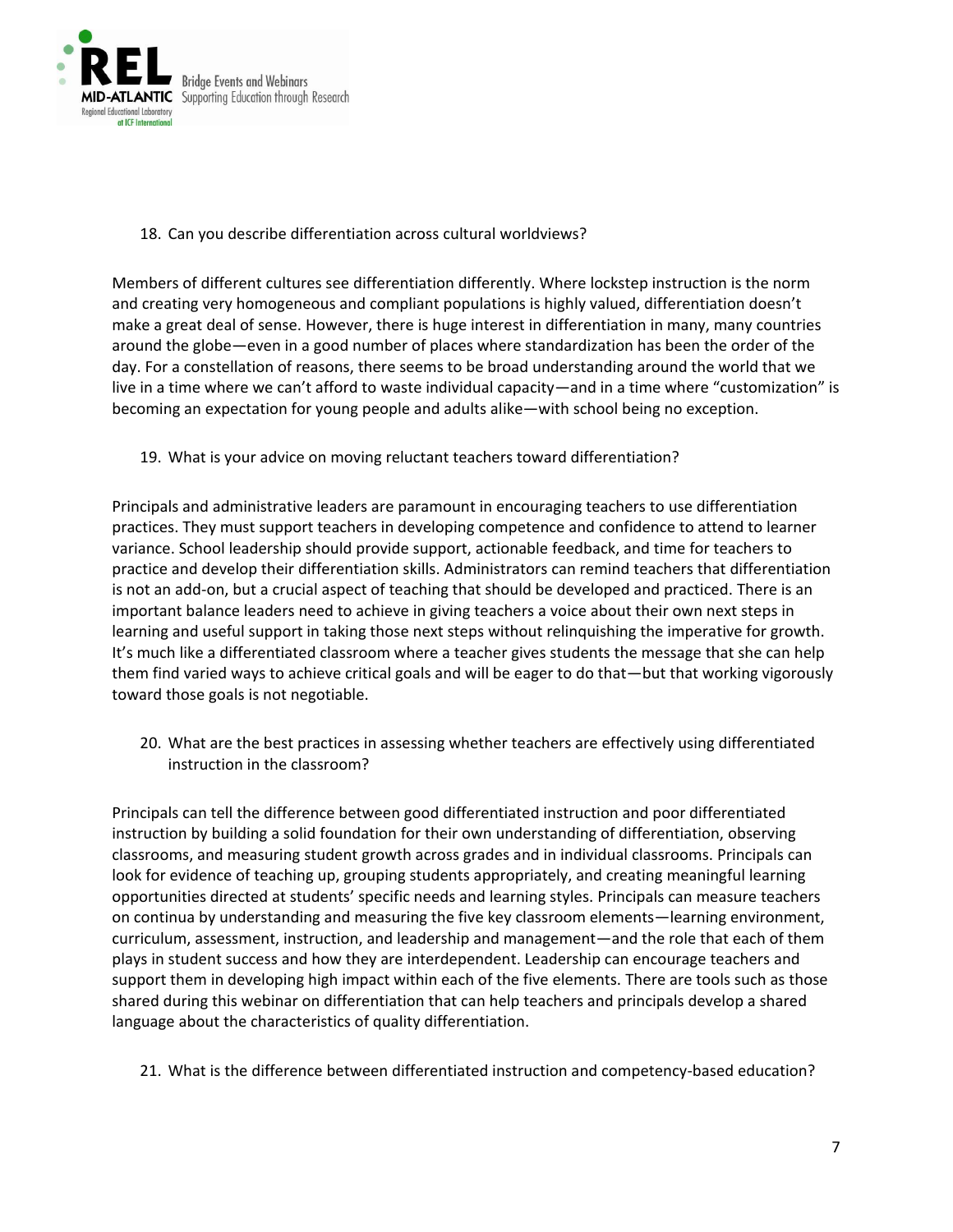18. Can you describe differentiation across cultural worldviews?

Members of different cultures see differentiation differently. Where lockstep instruction is the norm and creating very homogeneous and compliant populations is highly valued, differentiation doesn't make a great deal of sense. However, there is huge interest in differentiation in many, many countries around the globe—even in a good number of places where standardization has been the order of the day. For a constellation of reasons, there seems to be broad understanding around the world that we live in a time where we can't afford to waste individual capacity—and in a time where "customization" is becoming an expectation for young people and adults alike—with school being no exception.

19. What is your advice on moving reluctant teachers toward differentiation?

Principals and administrative leaders are paramount in encouraging teachers to use differentiation practices. They must support teachers in developing competence and confidence to attend to learner variance. School leadership should provide support, actionable feedback, and time for teachers to practice and develop their differentiation skills. Administrators can remind teachers that differentiation is not an add-on, but a crucial aspect of teaching that should be developed and practiced. There is an important balance leaders need to achieve in giving teachers a voice about their own next steps in learning and useful support in taking those next steps without relinquishing the imperative for growth. It's much like a differentiated classroom where a teacher gives students the message that she can help them find varied ways to achieve critical goals and will be eager to do that—but that working vigorously toward those goals is not negotiable.

20. What are the best practices in assessing whether teachers are effectively using differentiated instruction in the classroom?

Principals can tell the difference between good differentiated instruction and poor differentiated instruction by building a solid foundation for their own understanding of differentiation, observing classrooms, and measuring student growth across grades and in individual classrooms. Principals can look for evidence of teaching up, grouping students appropriately, and creating meaningful learning opportunities directed at students' specific needs and learning styles. Principals can measure teachers on continua by understanding and measuring the five key classroom elements—learning environment, curriculum, assessment, instruction, and leadership and management—and the role that each of them plays in student success and how they are interdependent. Leadership can encourage teachers and support them in developing high impact within each of the five elements. There are tools such as those shared during this webinar on differentiation that can help teachers and principals develop a shared language about the characteristics of quality differentiation.

21. What is the difference between differentiated instruction and competency-based education?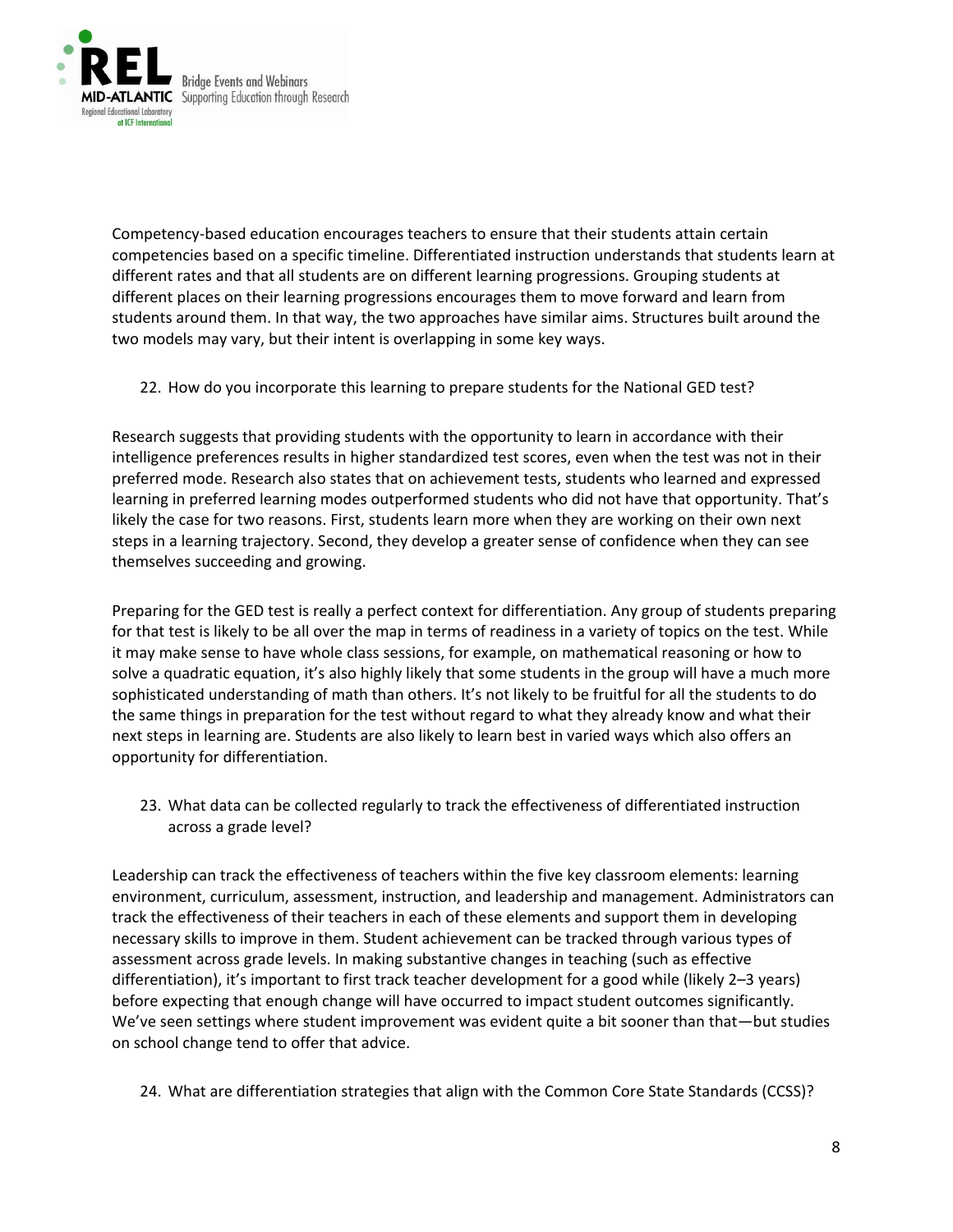Competency-based education encourages teachers to ensure that their students attain certain competencies based on a specific timeline. Differentiated instruction understands that students learn at different rates and that all students are on different learning progressions. Grouping students at different places on their learning progressions encourages them to move forward and learn from students around them. In that way, the two approaches have similar aims. Structures built around the two models may vary, but their intent is overlapping in some key ways.

22. How do you incorporate this learning to prepare students for the National GED test?

Research suggests that providing students with the opportunity to learn in accordance with their intelligence preferences results in higher standardized test scores, even when the test was not in their preferred mode. Research also states that on achievement tests, students who learned and expressed learning in preferred learning modes outperformed students who did not have that opportunity. That's likely the case for two reasons. First, students learn more when they are working on their own next steps in a learning trajectory. Second, they develop a greater sense of confidence when they can see themselves succeeding and growing.

Preparing for the GED test is really a perfect context for differentiation. Any group of students preparing for that test is likely to be all over the map in terms of readiness in a variety of topics on the test. While it may make sense to have whole class sessions, for example, on mathematical reasoning or how to solve a quadratic equation, it's also highly likely that some students in the group will have a much more sophisticated understanding of math than others. It's not likely to be fruitful for all the students to do the same things in preparation for the test without regard to what they already know and what their next steps in learning are. Students are also likely to learn best in varied ways which also offers an opportunity for differentiation.

23. What data can be collected regularly to track the effectiveness of differentiated instruction across a grade level?

Leadership can track the effectiveness of teachers within the five key classroom elements: learning environment, curriculum, assessment, instruction, and leadership and management. Administrators can track the effectiveness of their teachers in each of these elements and support them in developing necessary skills to improve in them. Student achievement can be tracked through various types of assessment across grade levels. In making substantive changes in teaching (such as effective differentiation), it's important to first track teacher development for a good while (likely 2–3 years) before expecting that enough change will have occurred to impact student outcomes significantly. We've seen settings where student improvement was evident quite a bit sooner than that—but studies on school change tend to offer that advice.

24. What are differentiation strategies that align with the Common Core State Standards (CCSS)?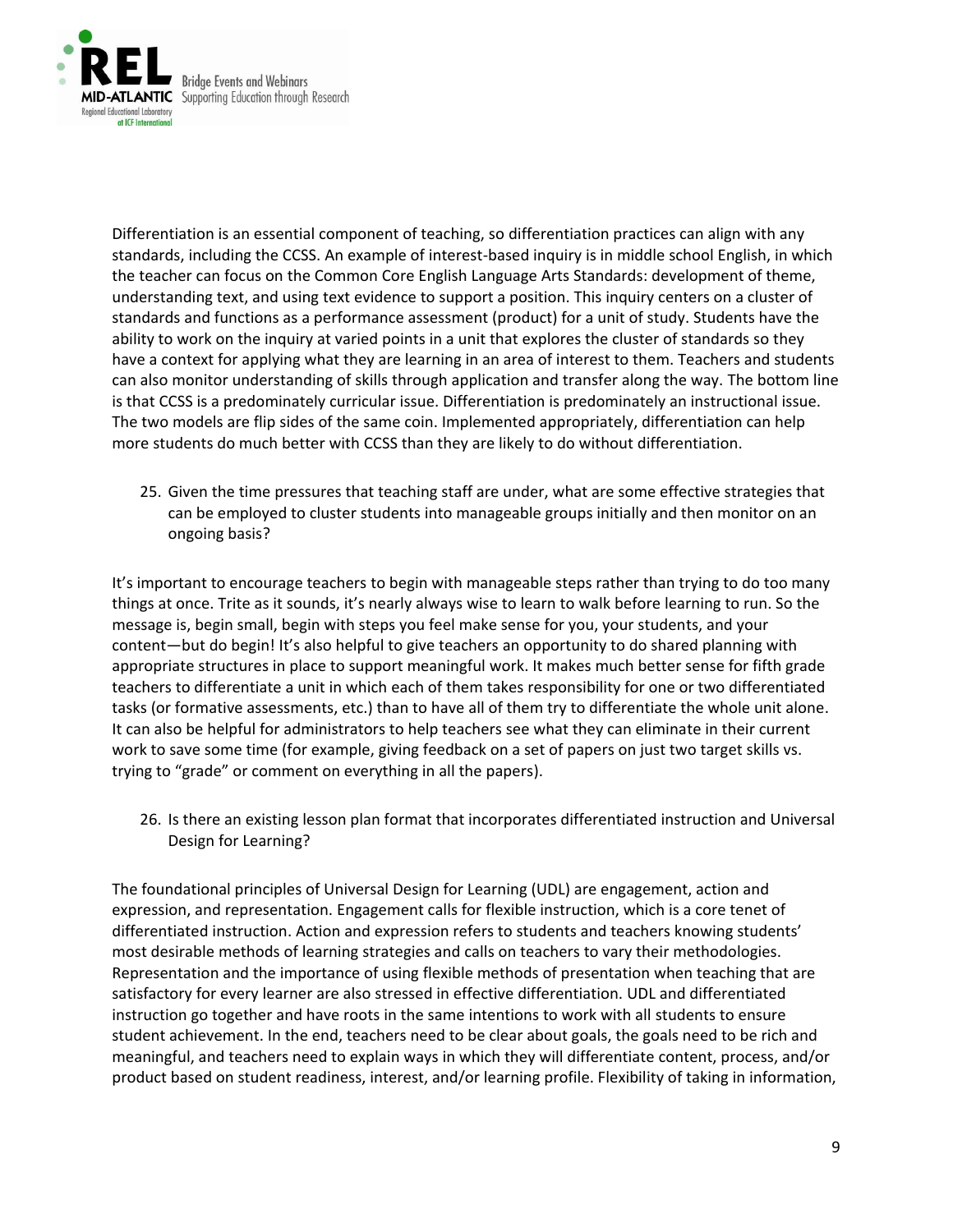Differentiation is an essential component of teaching, so differentiation practices can align with any standards, including the CCSS. An example of interest-based inquiry is in middle school English, in which the teacher can focus on the Common Core English Language Arts Standards: development of theme, understanding text, and using text evidence to support a position. This inquiry centers on a cluster of standards and functions as a performance assessment (product) for a unit of study. Students have the ability to work on the inquiry at varied points in a unit that explores the cluster of standards so they have a context for applying what they are learning in an area of interest to them. Teachers and students can also monitor understanding of skills through application and transfer along the way. The bottom line is that CCSS is a predominately curricular issue. Differentiation is predominately an instructional issue. The two models are flip sides of the same coin. Implemented appropriately, differentiation can help more students do much better with CCSS than they are likely to do without differentiation.

25. Given the time pressures that teaching staff are under, what are some effective strategies that can be employed to cluster students into manageable groups initially and then monitor on an ongoing basis?

It's important to encourage teachers to begin with manageable steps rather than trying to do too many things at once. Trite as it sounds, it's nearly always wise to learn to walk before learning to run. So the message is, begin small, begin with steps you feel make sense for you, your students, and your content—but do begin! It's also helpful to give teachers an opportunity to do shared planning with appropriate structures in place to support meaningful work. It makes much better sense for fifth grade teachers to differentiate a unit in which each of them takes responsibility for one or two differentiated tasks (or formative assessments, etc.) than to have all of them try to differentiate the whole unit alone. It can also be helpful for administrators to help teachers see what they can eliminate in their current work to save some time (for example, giving feedback on a set of papers on just two target skills vs. trying to "grade" or comment on everything in all the papers).

26. Is there an existing lesson plan format that incorporates differentiated instruction and Universal Design for Learning?

The foundational principles of Universal Design for Learning (UDL) are engagement, action and expression, and representation. Engagement calls for flexible instruction, which is a core tenet of differentiated instruction. Action and expression refers to students and teachers knowing students' most desirable methods of learning strategies and calls on teachers to vary their methodologies. Representation and the importance of using flexible methods of presentation when teaching that are satisfactory for every learner are also stressed in effective differentiation. UDL and differentiated instruction go together and have roots in the same intentions to work with all students to ensure student achievement. In the end, teachers need to be clear about goals, the goals need to be rich and meaningful, and teachers need to explain ways in which they will differentiate content, process, and/or product based on student readiness, interest, and/or learning profile. Flexibility of taking in information,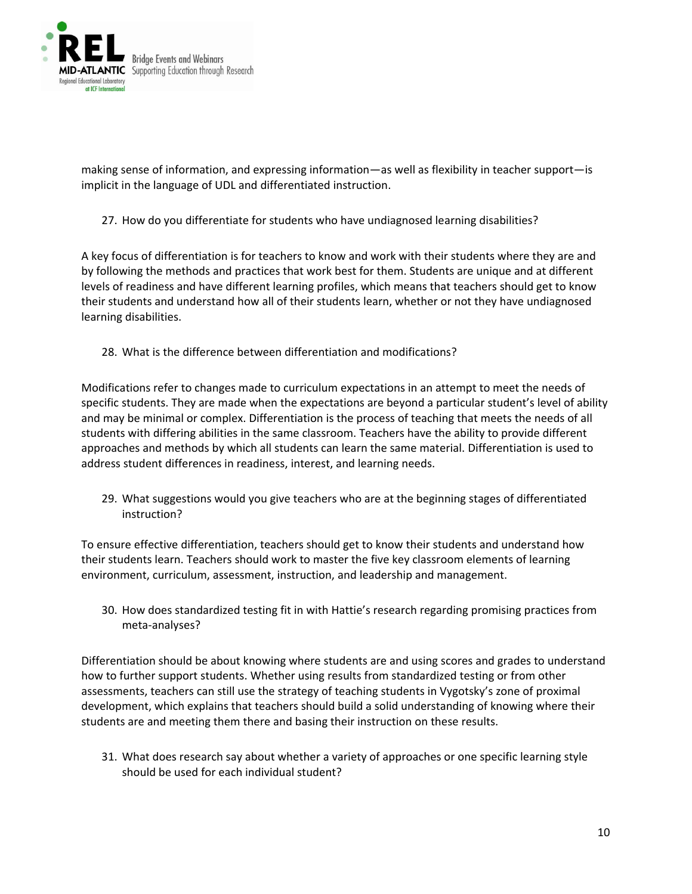making sense of information, and expressing information—as well as flexibility in teacher support—is implicit in the language of UDL and differentiated instruction.

27. How do you differentiate for students who have undiagnosed learning disabilities?

A key focus of differentiation is for teachers to know and work with their students where they are and by following the methods and practices that work best for them. Students are unique and at different levels of readiness and have different learning profiles, which means that teachers should get to know their students and understand how all of their students learn, whether or not they have undiagnosed learning disabilities.

28. What is the difference between differentiation and modifications?

Modifications refer to changes made to curriculum expectations in an attempt to meet the needs of specific students. They are made when the expectations are beyond a particular student's level of ability and may be minimal or complex. Differentiation is the process of teaching that meets the needs of all students with differing abilities in the same classroom. Teachers have the ability to provide different approaches and methods by which all students can learn the same material. Differentiation is used to address student differences in readiness, interest, and learning needs.

29. What suggestions would you give teachers who are at the beginning stages of differentiated instruction?

To ensure effective differentiation, teachers should get to know their students and understand how their students learn. Teachers should work to master the five key classroom elements of learning environment, curriculum, assessment, instruction, and leadership and management.

30. How does standardized testing fit in with Hattie's research regarding promising practices from meta-analyses?

Differentiation should be about knowing where students are and using scores and grades to understand how to further support students. Whether using results from standardized testing or from other assessments, teachers can still use the strategy of teaching students in Vygotsky's zone of proximal development, which explains that teachers should build a solid understanding of knowing where their students are and meeting them there and basing their instruction on these results.

31. What does research say about whether a variety of approaches or one specific learning style should be used for each individual student?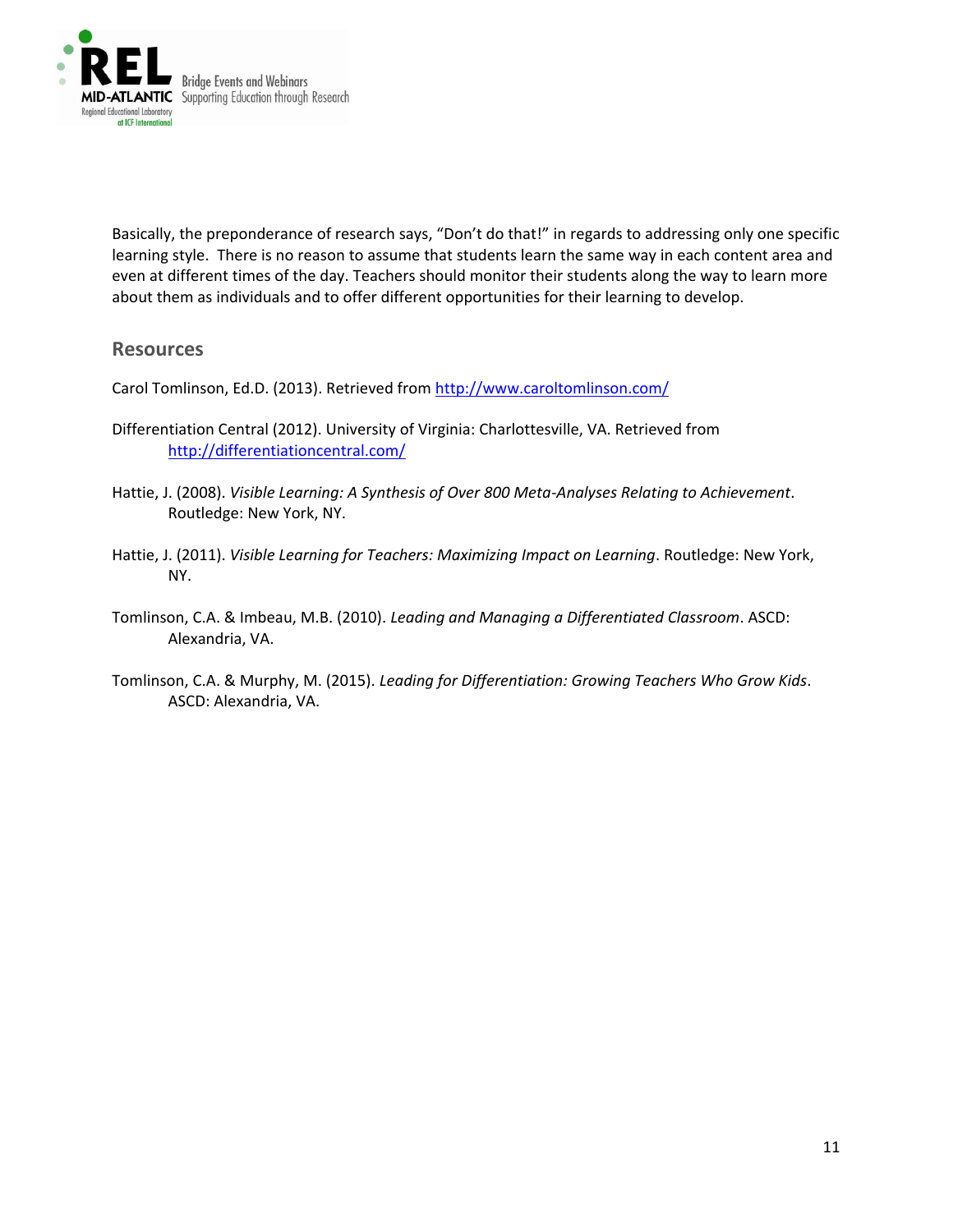Basically, the preponderance of research says, "Don't do that!" in regards to addressing only one specific learning style. There is no reason to assume that students learn the same way in each content area and even at different times of the day. Teachers should monitor their students along the way to learn more about them as individuals and to offer different opportunities for their learning to develop.

## Resources

Carol Tomlinson, Ed.D. (2013). Retrieved from http://www.caroltomlinson.com/

Differentiation Central (2012). University of Virginia: Charlottesville, VA. Retrieved from http://differentiationcentral.com/

Hattie, J. (2008). *Visible Learning: A Synthesis of Over 800 Meta-Analyses Relating to Achievement*. Routledge: New York, NY.

Hattie, J. (2011). *Visible Learning for Teachers: Maximizing Impact on Learning*. Routledge: New York, NY.

Tomlinson, C.A. & Imbeau, M.B. (2010). *Leading and Managing a Differentiated Classroom*. ASCD: Alexandria, VA.

Tomlinson, C.A. & Murphy, M. (2015). *Leading for Differentiation: Growing Teachers Who Grow Kids*. ASCD: Alexandria, VA.